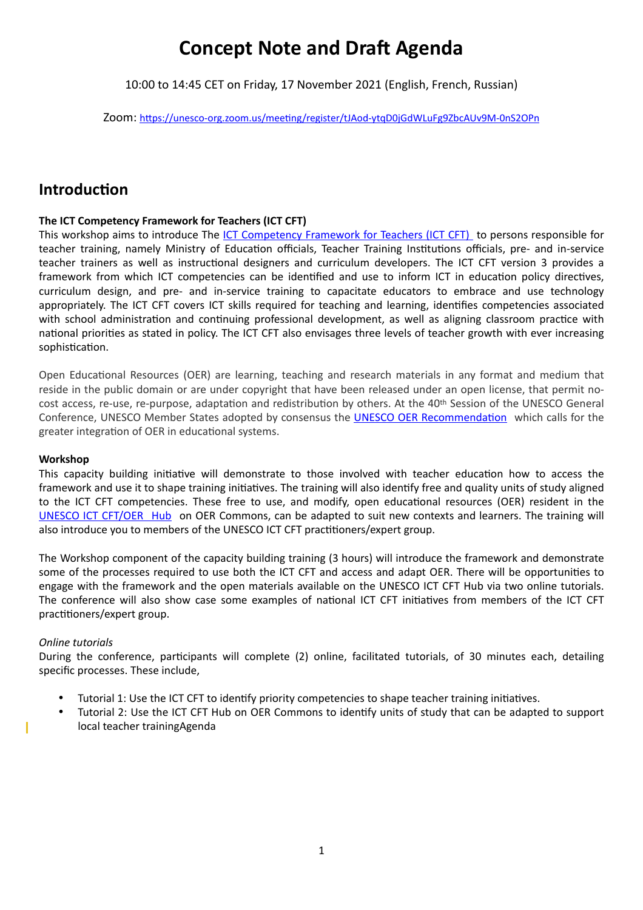# Concept Note and Draft Agenda

10:00 to 14:45 CET on Friday, 17 November 2021 (English, French, Russian)

Zoom: https://unesco-org.zoom.us/meeting/register/tJAod-ytqD0jGdWLuFg9ZbcAUv9M-0nS2OPn

## Introduction

**The ICT Competency Framework for Teachers (ICT CFT)**

This workshop aims to introduce The ICT Competency Framework for Teachers (ICT CFT) to persons responsible for teacher training, namely Ministry of Education officials, Teacher Training Institutions officials, pre- and in-service teacher trainers as well as instructional designers and curriculum developers. The ICT CFT version 3 provides a framework from which ICT competencies can be identified and use to inform ICT in education policy directives, curriculum design, and pre- and in-service training to capacitate educators to embrace and use technology appropriately. The ICT CFT covers ICT skills required for teaching and learning, identifies competencies associated with school administration and continuing professional development, as well as aligning classroom practice with national priorities as stated in policy. The ICT CFT also envisages three levels of teacher growth with ever increasing sophistication.

Open Educational Resources (OER) are learning, teaching and research materials in any format and medium that reside in the public domain or are under copyright that have been released under an open license, that permit no-cost access, re-use, re-purpose, adaptation and redistribution by others. At the 40th Session of the UNESCO General Conference, UNESCO Member States adopted by consensus the UNESCO OER Recommendation which calls for the greater integration of OER in educational systems.

**Workshop**

This capacity building initiative will demonstrate to those involved with teacher education how to access the framework and use it to shape training initiatives. The training will also identify free and quality units of study aligned to the ICT CFT competencies. These free to use, and modify, open educational resources (OER) resident in the UNESCO ICT CFT/OER Hub on OER Commons, can be adapted to suit new contexts and learners. The training will also introduce you to members of the UNESCO ICT CFT practitioners/expert group.

The Workshop component of the capacity building training (3 hours) will introduce the framework and demonstrate some of the processes required to use both the ICT CFT and access and adapt OER. There will be opportunities to engage with the framework and the open materials available on the UNESCO ICT CFT Hub via two online tutorials. The conference will also show case some examples of national ICT CFT initiatives from members of the ICT CFT practitioners/expert group.

*Online tutorials*

During the conference, participants will complete (2) online, facilitated tutorials, of 30 minutes each, detailing specific processes. These include,

- Tutorial 1: Use the ICT CFT to identify priority competencies to shape teacher training initiatives.
- Tutorial 2: Use the ICT CFT Hub on OER Commons to identify units of study that can be adapted to support local teacher trainingAgenda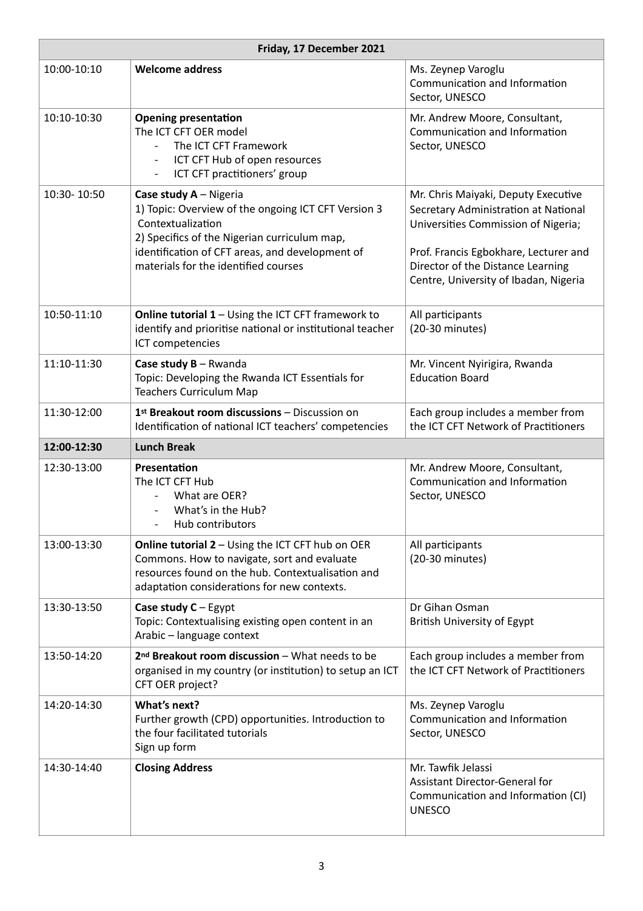| Friday, 17 December 2021 | | |
|---|---|---|
| 10:00-10:10 | **Welcome address** | Ms. Zeynep Varoglu<br>Communication and Information Sector, UNESCO |
| 10:10-10:30 | **Opening presentation**<br>The ICT CFT OER model<br>- The ICT CFT Framework<br>- ICT CFT Hub of open resources<br>- ICT CFT practitioners' group | Mr. Andrew Moore, Consultant, Communication and Information Sector, UNESCO |
| 10:30- 10:50 | **Case study A** – Nigeria<br>1) Topic: Overview of the ongoing ICT CFT Version 3 Contextualization<br>2) Specifics of the Nigerian curriculum map, identification of CFT areas, and development of materials for the identified courses | Mr. Chris Maiyaki, Deputy Executive Secretary Administration at National Universities Commission of Nigeria;<br><br>Prof. Francis Egbokhare, Lecturer and Director of the Distance Learning Centre, University of Ibadan, Nigeria |
| 10:50-11:10 | **Online tutorial 1** – Using the ICT CFT framework to identify and prioritise national or institutional teacher ICT competencies | All participants<br>(20-30 minutes) |
| 11:10-11:30 | **Case study B** – Rwanda<br>Topic: Developing the Rwanda ICT Essentials for Teachers Curriculum Map | Mr. Vincent Nyirigira, Rwanda Education Board |
| 11:30-12:00 | **1st Breakout room discussions** – Discussion on Identification of national ICT teachers' competencies | Each group includes a member from the ICT CFT Network of Practitioners |
| **12:00-12:30** | **Lunch Break** | |
| 12:30-13:00 | **Presentation**<br>The ICT CFT Hub<br>- What are OER?<br>- What's in the Hub?<br>- Hub contributors | Mr. Andrew Moore, Consultant, Communication and Information Sector, UNESCO |
| 13:00-13:30 | **Online tutorial 2** – Using the ICT CFT hub on OER Commons. How to navigate, sort and evaluate resources found on the hub. Contextualisation and adaptation considerations for new contexts. | All participants<br>(20-30 minutes) |
| 13:30-13:50 | **Case study C** – Egypt<br>Topic: Contextualising existing open content in an Arabic – language context | Dr Gihan Osman<br>British University of Egypt |
| 13:50-14:20 | **2nd Breakout room discussion** – What needs to be organised in my country (or institution) to setup an ICT CFT OER project? | Each group includes a member from the ICT CFT Network of Practitioners |
| 14:20-14:30 | **What's next?**<br>Further growth (CPD) opportunities. Introduction to the four facilitated tutorials<br>Sign up form | Ms. Zeynep Varoglu<br>Communication and Information Sector, UNESCO |
| 14:30-14:40 | **Closing Address** | Mr. Tawfik Jelassi<br>Assistant Director-General for Communication and Information (CI)<br>UNESCO |